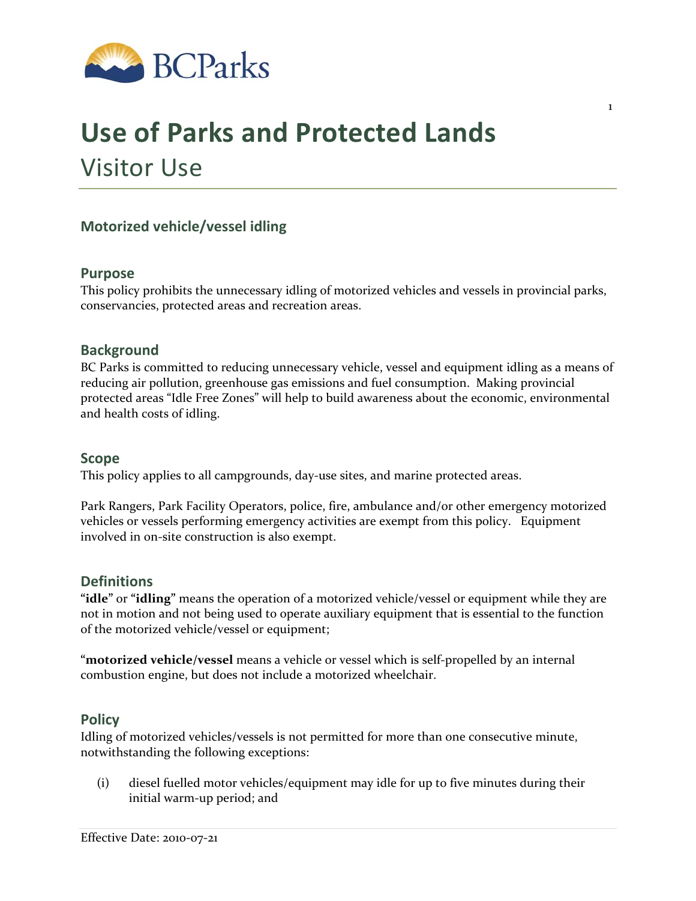# Use of Parks and Protected Lands

## Visitor Use

### Motorized vehicle/vessel idling

### Purpose

This policy prohibits the unnecessary idling of motorized vehicles and vessels in provincial parks, conservancies, protected areas and recreation areas.

### Background

BC Parks is committed to reducing unnecessary vehicle, vessel and equipment idling as a means of reducing air pollution, greenhouse gas emissions and fuel consumption. Making provincial protected areas "Idle Free Zones" will help to build awareness about the economic, environmental and health costs of idling.

### Scope

This policy applies to all campgrounds, day-use sites, and marine protected areas.

Park Rangers, Park Facility Operators, police, fire, ambulance and/or other emergency motorized vehicles or vessels performing emergency activities are exempt from this policy. Equipment involved in on-site construction is also exempt.

### Definitions

"**idle**" or "**idling**" means the operation of a motorized vehicle/vessel or equipment while they are not in motion and not being used to operate auxiliary equipment that is essential to the function of the motorized vehicle/vessel or equipment;

"**motorized vehicle/vessel** means a vehicle or vessel which is self-propelled by an internal combustion engine, but does not include a motorized wheelchair.

### Policy

Idling of motorized vehicles/vessels is not permitted for more than one consecutive minute, notwithstanding the following exceptions:

(i) diesel fuelled motor vehicles/equipment may idle for up to five minutes during their initial warm-up period; and

Effective Date: 2010-07-21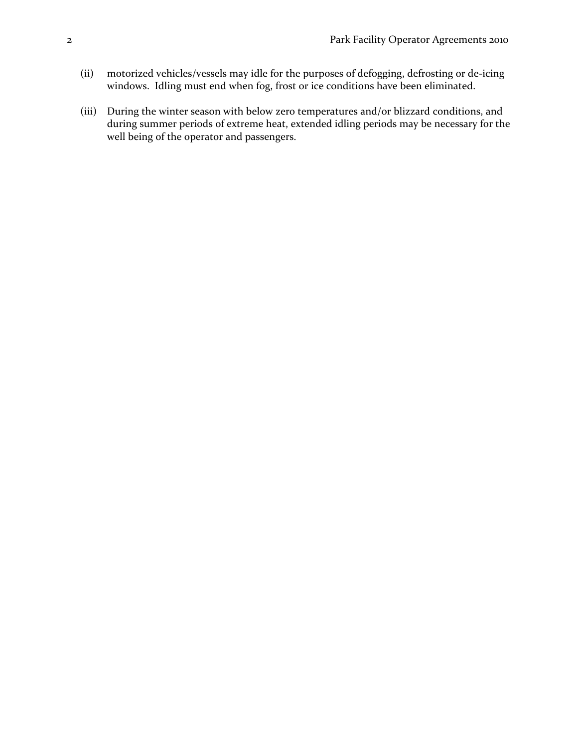(ii) motorized vehicles/vessels may idle for the purposes of defogging, defrosting or de-icing windows. Idling must end when fog, frost or ice conditions have been eliminated.

(iii) During the winter season with below zero temperatures and/or blizzard conditions, and during summer periods of extreme heat, extended idling periods may be necessary for the well being of the operator and passengers.